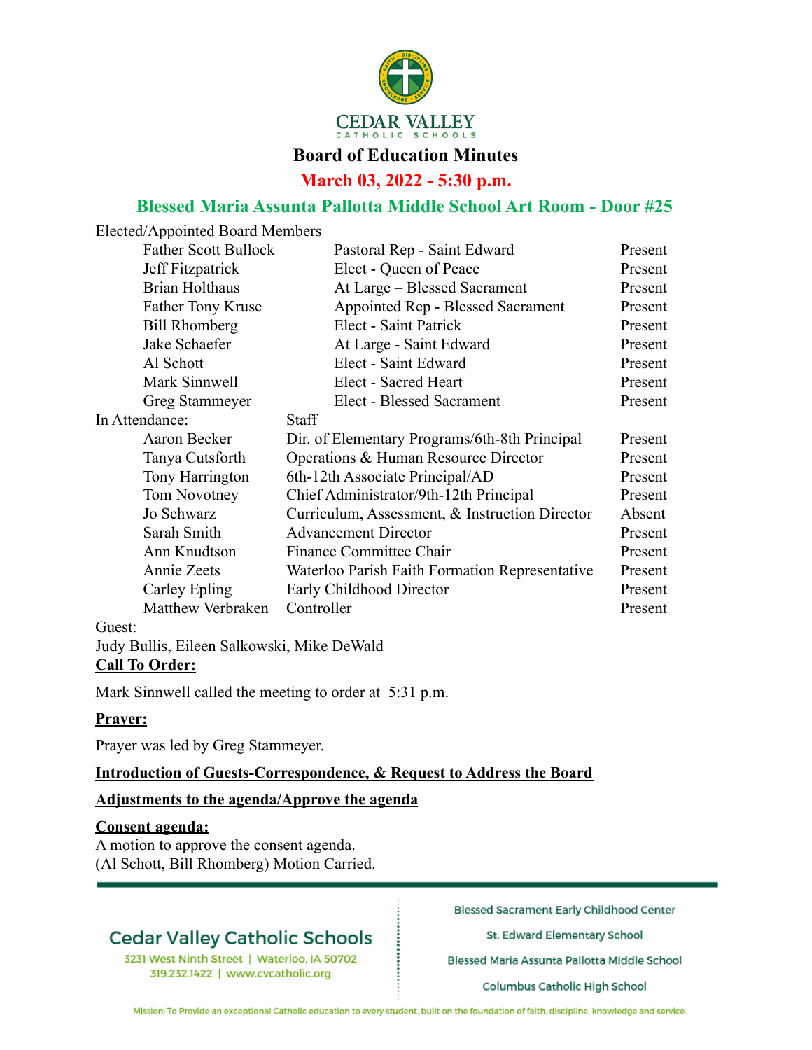# Board of Education Minutes

## March 03, 2022 - 5:30 p.m.

## Blessed Maria Assunta Pallotta Middle School Art Room - Door #25

Elected/Appointed Board Members

| Name | Role | Status |
|---|---|---|
| Father Scott Bullock | Pastoral Rep - Saint Edward | Present |
| Jeff Fitzpatrick | Elect - Queen of Peace | Present |
| Brian Holthaus | At Large – Blessed Sacrament | Present |
| Father Tony Kruse | Appointed Rep - Blessed Sacrament | Present |
| Bill Rhomberg | Elect - Saint Patrick | Present |
| Jake Schaefer | At Large - Saint Edward | Present |
| Al Schott | Elect - Saint Edward | Present |
| Mark Sinnwell | Elect - Sacred Heart | Present |
| Greg Stammeyer | Elect - Blessed Sacrament | Present |

In Attendance: Staff

| Name | Role | Status |
|---|---|---|
| Aaron Becker | Dir. of Elementary Programs/6th-8th Principal | Present |
| Tanya Cutsforth | Operations & Human Resource Director | Present |
| Tony Harrington | 6th-12th Associate Principal/AD | Present |
| Tom Novotney | Chief Administrator/9th-12th Principal | Present |
| Jo Schwarz | Curriculum, Assessment, & Instruction Director | Absent |
| Sarah Smith | Advancement Director | Present |
| Ann Knudtson | Finance Committee Chair | Present |
| Annie Zeets | Waterloo Parish Faith Formation Representative | Present |
| Carley Epling | Early Childhood Director | Present |
| Matthew Verbraken | Controller | Present |

Guest:

Judy Bullis, Eileen Salkowski, Mike DeWald

**Call To Order:**

Mark Sinnwell called the meeting to order at 5:31 p.m.

**Prayer:**

Prayer was led by Greg Stammeyer.

**Introduction of Guests-Correspondence, & Request to Address the Board**

**Adjustments to the agenda/Approve the agenda**

**Consent agenda:**

A motion to approve the consent agenda.
(Al Schott, Bill Rhomberg) Motion Carried.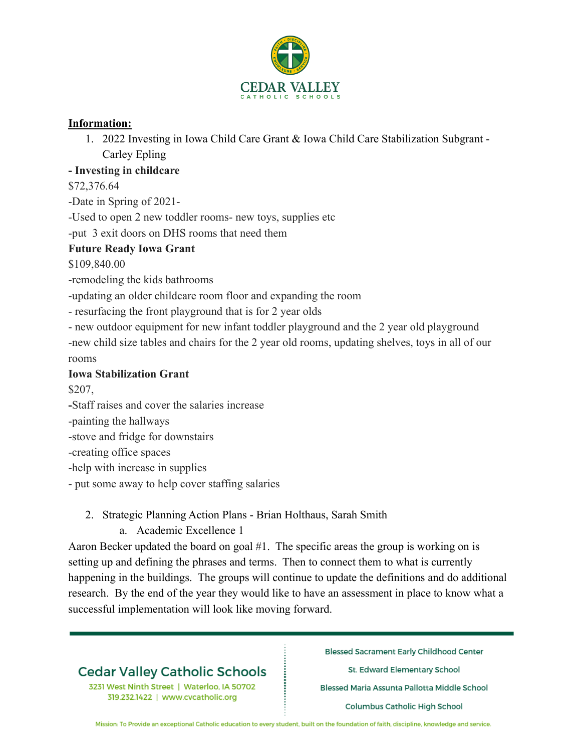**Information:**

1. 2022 Investing in Iowa Child Care Grant & Iowa Child Care Stabilization Subgrant - Carley Epling

**- Investing in childcare**

$72,376.64

-Date in Spring of 2021-

-Used to open 2 new toddler rooms- new toys, supplies etc

-put 3 exit doors on DHS rooms that need them

**Future Ready Iowa Grant**

$109,840.00

-remodeling the kids bathrooms

-updating an older childcare room floor and expanding the room

- resurfacing the front playground that is for 2 year olds

- new outdoor equipment for new infant toddler playground and the 2 year old playground

-new child size tables and chairs for the 2 year old rooms, updating shelves, toys in all of our rooms

**Iowa Stabilization Grant**

$207,

**-**Staff raises and cover the salaries increase

-painting the hallways

-stove and fridge for downstairs

-creating office spaces

-help with increase in supplies

- put some away to help cover staffing salaries

2. Strategic Planning Action Plans - Brian Holthaus, Sarah Smith
    a. Academic Excellence 1

Aaron Becker updated the board on goal #1. The specific areas the group is working on is setting up and defining the phrases and terms. Then to connect them to what is currently happening in the buildings. The groups will continue to update the definitions and do additional research. By the end of the year they would like to have an assessment in place to know what a successful implementation will look like moving forward.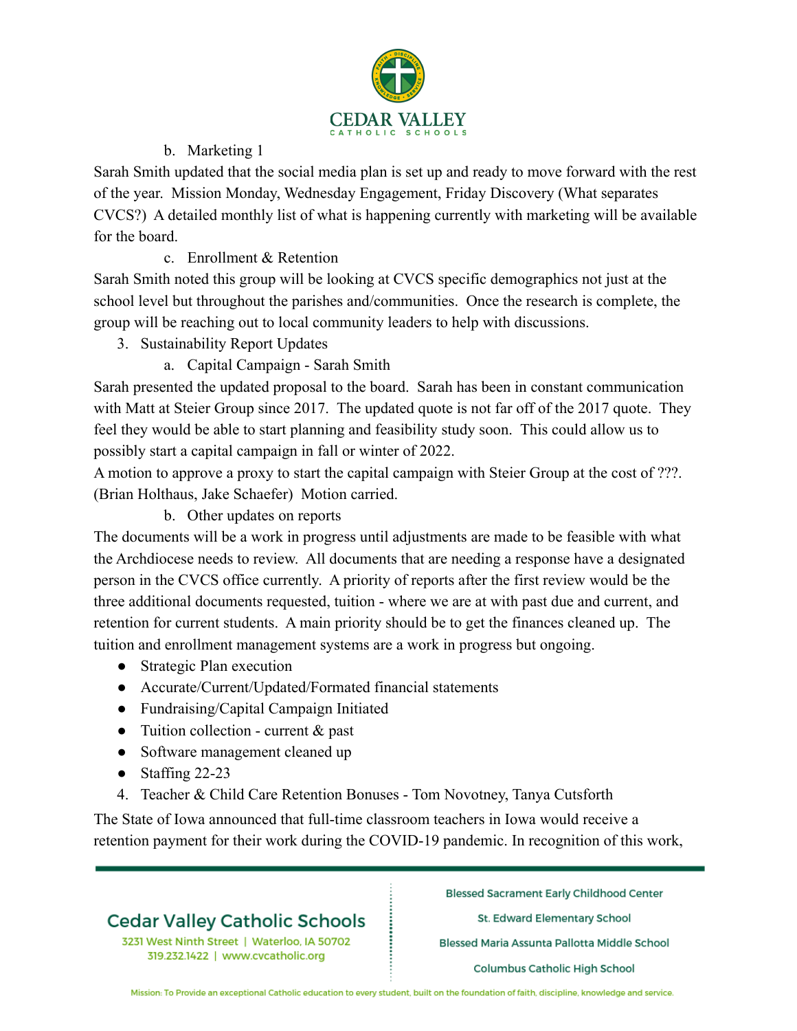b. Marketing 1

Sarah Smith updated that the social media plan is set up and ready to move forward with the rest of the year. Mission Monday, Wednesday Engagement, Friday Discovery (What separates CVCS?) A detailed monthly list of what is happening currently with marketing will be available for the board.

c. Enrollment & Retention

Sarah Smith noted this group will be looking at CVCS specific demographics not just at the school level but throughout the parishes and/communities. Once the research is complete, the group will be reaching out to local community leaders to help with discussions.

3. Sustainability Report Updates

a. Capital Campaign - Sarah Smith

Sarah presented the updated proposal to the board. Sarah has been in constant communication with Matt at Steier Group since 2017. The updated quote is not far off of the 2017 quote. They feel they would be able to start planning and feasibility study soon. This could allow us to possibly start a capital campaign in fall or winter of 2022.

A motion to approve a proxy to start the capital campaign with Steier Group at the cost of ???. (Brian Holthaus, Jake Schaefer) Motion carried.

b. Other updates on reports

The documents will be a work in progress until adjustments are made to be feasible with what the Archdiocese needs to review. All documents that are needing a response have a designated person in the CVCS office currently. A priority of reports after the first review would be the three additional documents requested, tuition - where we are at with past due and current, and retention for current students. A main priority should be to get the finances cleaned up. The tuition and enrollment management systems are a work in progress but ongoing.

- Strategic Plan execution
- Accurate/Current/Updated/Formated financial statements
- Fundraising/Capital Campaign Initiated
- Tuition collection - current & past
- Software management cleaned up
- Staffing 22-23

4. Teacher & Child Care Retention Bonuses - Tom Novotney, Tanya Cutsforth

The State of Iowa announced that full-time classroom teachers in Iowa would receive a retention payment for their work during the COVID-19 pandemic. In recognition of this work,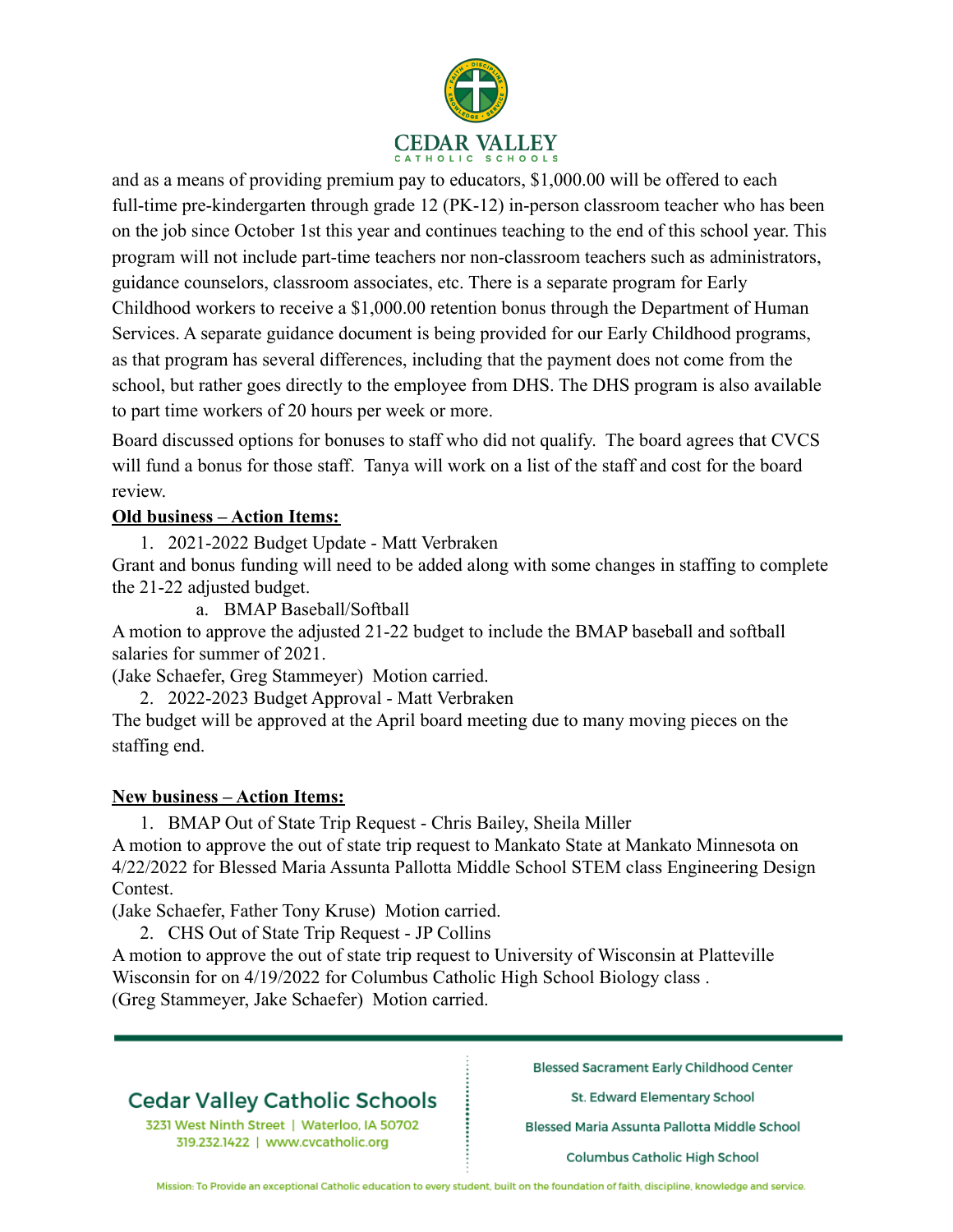and as a means of providing premium pay to educators, $1,000.00 will be offered to each full-time pre-kindergarten through grade 12 (PK-12) in-person classroom teacher who has been on the job since October 1st this year and continues teaching to the end of this school year. This program will not include part-time teachers nor non-classroom teachers such as administrators, guidance counselors, classroom associates, etc. There is a separate program for Early Childhood workers to receive a $1,000.00 retention bonus through the Department of Human Services. A separate guidance document is being provided for our Early Childhood programs, as that program has several differences, including that the payment does not come from the school, but rather goes directly to the employee from DHS. The DHS program is also available to part time workers of 20 hours per week or more.

Board discussed options for bonuses to staff who did not qualify. The board agrees that CVCS will fund a bonus for those staff. Tanya will work on a list of the staff and cost for the board review.

**Old business – Action Items:**

1. 2021-2022 Budget Update - Matt Verbraken

Grant and bonus funding will need to be added along with some changes in staffing to complete the 21-22 adjusted budget.

   a. BMAP Baseball/Softball

A motion to approve the adjusted 21-22 budget to include the BMAP baseball and softball salaries for summer of 2021.
(Jake Schaefer, Greg Stammeyer) Motion carried.

2. 2022-2023 Budget Approval - Matt Verbraken

The budget will be approved at the April board meeting due to many moving pieces on the staffing end.

**New business – Action Items:**

1. BMAP Out of State Trip Request - Chris Bailey, Sheila Miller

A motion to approve the out of state trip request to Mankato State at Mankato Minnesota on 4/22/2022 for Blessed Maria Assunta Pallotta Middle School STEM class Engineering Design Contest.
(Jake Schaefer, Father Tony Kruse) Motion carried.

2. CHS Out of State Trip Request - JP Collins

A motion to approve the out of state trip request to University of Wisconsin at Platteville Wisconsin for on 4/19/2022 for Columbus Catholic High School Biology class .
(Greg Stammeyer, Jake Schaefer) Motion carried.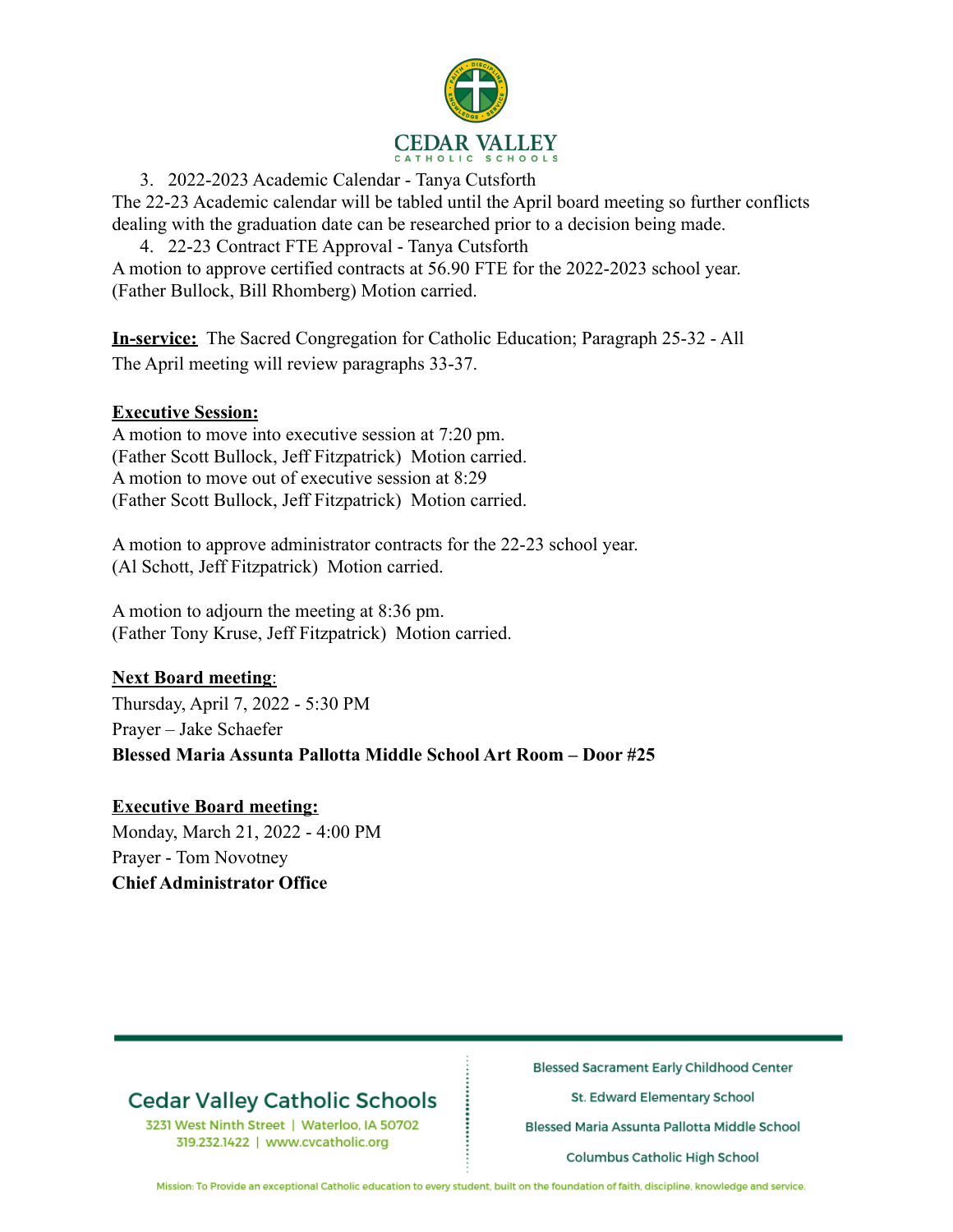3. 2022-2023 Academic Calendar - Tanya Cutsforth

The 22-23 Academic calendar will be tabled until the April board meeting so further conflicts dealing with the graduation date can be researched prior to a decision being made.

4. 22-23 Contract FTE Approval - Tanya Cutsforth

A motion to approve certified contracts at 56.90 FTE for the 2022-2023 school year. (Father Bullock, Bill Rhomberg) Motion carried.

**In-service:** The Sacred Congregation for Catholic Education; Paragraph 25-32 - All

The April meeting will review paragraphs 33-37.

**Executive Session:**

A motion to move into executive session at 7:20 pm.
(Father Scott Bullock, Jeff Fitzpatrick) Motion carried.
A motion to move out of executive session at 8:29
(Father Scott Bullock, Jeff Fitzpatrick) Motion carried.

A motion to approve administrator contracts for the 22-23 school year.
(Al Schott, Jeff Fitzpatrick) Motion carried.

A motion to adjourn the meeting at 8:36 pm.
(Father Tony Kruse, Jeff Fitzpatrick) Motion carried.

**Next Board meeting**:

Thursday, April 7, 2022 - 5:30 PM
Prayer – Jake Schaefer
**Blessed Maria Assunta Pallotta Middle School Art Room – Door #25**

**Executive Board meeting:**

Monday, March 21, 2022 - 4:00 PM
Prayer - Tom Novotney
**Chief Administrator Office**